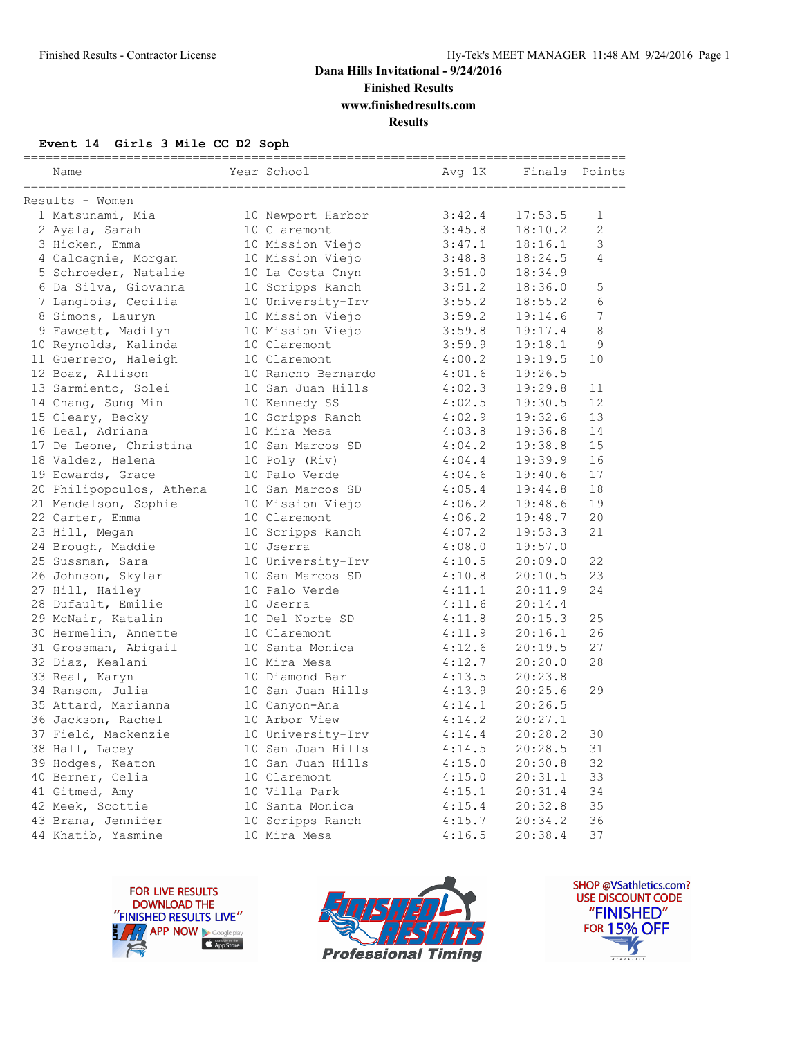# Dana Hills Invitational - 9/24/2016

**Finished Results**

**www.finishedresults.com**

**Results**

### Event 14 Girls 3 Mile CC D2 Soph

Results - Women

| | Name | Year | School | Avg 1K | Finals | Points |
|---|---|---|---|---|---|---|
| 1 | Matsunami, Mia | 10 | Newport Harbor | 3:42.4 | 17:53.5 | 1 |
| 2 | Ayala, Sarah | 10 | Claremont | 3:45.8 | 18:10.2 | 2 |
| 3 | Hicken, Emma | 10 | Mission Viejo | 3:47.1 | 18:16.1 | 3 |
| 4 | Calcagnie, Morgan | 10 | Mission Viejo | 3:48.8 | 18:24.5 | 4 |
| 5 | Schroeder, Natalie | 10 | La Costa Cnyn | 3:51.0 | 18:34.9 | |
| 6 | Da Silva, Giovanna | 10 | Scripps Ranch | 3:51.2 | 18:36.0 | 5 |
| 7 | Langlois, Cecilia | 10 | University-Irv | 3:55.2 | 18:55.2 | 6 |
| 8 | Simons, Lauryn | 10 | Mission Viejo | 3:59.2 | 19:14.6 | 7 |
| 9 | Fawcett, Madilyn | 10 | Mission Viejo | 3:59.8 | 19:17.4 | 8 |
| 10 | Reynolds, Kalinda | 10 | Claremont | 3:59.9 | 19:18.1 | 9 |
| 11 | Guerrero, Haleigh | 10 | Claremont | 4:00.2 | 19:19.5 | 10 |
| 12 | Boaz, Allison | 10 | Rancho Bernardo | 4:01.6 | 19:26.5 | |
| 13 | Sarmiento, Solei | 10 | San Juan Hills | 4:02.3 | 19:29.8 | 11 |
| 14 | Chang, Sung Min | 10 | Kennedy SS | 4:02.5 | 19:30.5 | 12 |
| 15 | Cleary, Becky | 10 | Scripps Ranch | 4:02.9 | 19:32.6 | 13 |
| 16 | Leal, Adriana | 10 | Mira Mesa | 4:03.8 | 19:36.8 | 14 |
| 17 | De Leone, Christina | 10 | San Marcos SD | 4:04.2 | 19:38.8 | 15 |
| 18 | Valdez, Helena | 10 | Poly (Riv) | 4:04.4 | 19:39.9 | 16 |
| 19 | Edwards, Grace | 10 | Palo Verde | 4:04.6 | 19:40.6 | 17 |
| 20 | Philipopoulos, Athena | 10 | San Marcos SD | 4:05.4 | 19:44.8 | 18 |
| 21 | Mendelson, Sophie | 10 | Mission Viejo | 4:06.2 | 19:48.6 | 19 |
| 22 | Carter, Emma | 10 | Claremont | 4:06.2 | 19:48.7 | 20 |
| 23 | Hill, Megan | 10 | Scripps Ranch | 4:07.2 | 19:53.3 | 21 |
| 24 | Brough, Maddie | 10 | Jserra | 4:08.0 | 19:57.0 | |
| 25 | Sussman, Sara | 10 | University-Irv | 4:10.5 | 20:09.0 | 22 |
| 26 | Johnson, Skylar | 10 | San Marcos SD | 4:10.8 | 20:10.5 | 23 |
| 27 | Hill, Hailey | 10 | Palo Verde | 4:11.1 | 20:11.9 | 24 |
| 28 | Dufault, Emilie | 10 | Jserra | 4:11.6 | 20:14.4 | |
| 29 | McNair, Katalin | 10 | Del Norte SD | 4:11.8 | 20:15.3 | 25 |
| 30 | Hermelin, Annette | 10 | Claremont | 4:11.9 | 20:16.1 | 26 |
| 31 | Grossman, Abigail | 10 | Santa Monica | 4:12.6 | 20:19.5 | 27 |
| 32 | Diaz, Kealani | 10 | Mira Mesa | 4:12.7 | 20:20.0 | 28 |
| 33 | Real, Karyn | 10 | Diamond Bar | 4:13.5 | 20:23.8 | |
| 34 | Ransom, Julia | 10 | San Juan Hills | 4:13.9 | 20:25.6 | 29 |
| 35 | Attard, Marianna | 10 | Canyon-Ana | 4:14.1 | 20:26.5 | |
| 36 | Jackson, Rachel | 10 | Arbor View | 4:14.2 | 20:27.1 | |
| 37 | Field, Mackenzie | 10 | University-Irv | 4:14.4 | 20:28.2 | 30 |
| 38 | Hall, Lacey | 10 | San Juan Hills | 4:14.5 | 20:28.5 | 31 |
| 39 | Hodges, Keaton | 10 | San Juan Hills | 4:15.0 | 20:30.8 | 32 |
| 40 | Berner, Celia | 10 | Claremont | 4:15.0 | 20:31.1 | 33 |
| 41 | Gitmed, Amy | 10 | Villa Park | 4:15.1 | 20:31.4 | 34 |
| 42 | Meek, Scottie | 10 | Santa Monica | 4:15.4 | 20:32.8 | 35 |
| 43 | Brana, Jennifer | 10 | Scripps Ranch | 4:15.7 | 20:34.2 | 36 |
| 44 | Khatib, Yasmine | 10 | Mira Mesa | 4:16.5 | 20:38.4 | 37 |

FOR LIVE RESULTS DOWNLOAD THE "FINISHED RESULTS LIVE" APP NOW

FINISHED RESULTS Professional Timing

SHOP @VSathletics.com? USE DISCOUNT CODE "FINISHED" FOR 15% OFF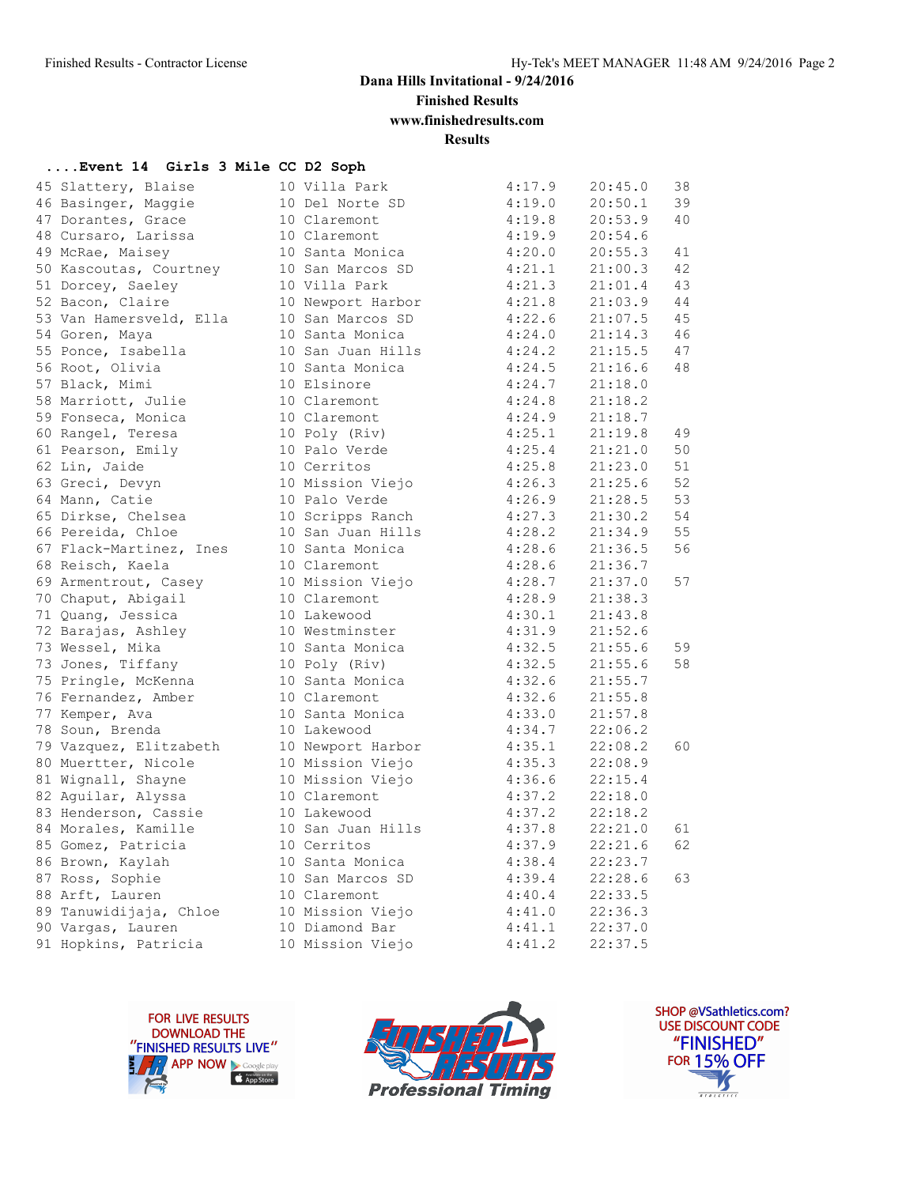# Dana Hills Invitational - 9/24/2016

**Finished Results**

**www.finishedresults.com**

**Results**

### ....Event 14 Girls 3 Mile CC D2 Soph

| Place | Name | Yr | School | Avg Mile | Time | Points |
|---|---|---|---|---|---|---|
| 45 | Slattery, Blaise | 10 | Villa Park | 4:17.9 | 20:45.0 | 38 |
| 46 | Basinger, Maggie | 10 | Del Norte SD | 4:19.0 | 20:50.1 | 39 |
| 47 | Dorantes, Grace | 10 | Claremont | 4:19.8 | 20:53.9 | 40 |
| 48 | Cursaro, Larissa | 10 | Claremont | 4:19.9 | 20:54.6 | |
| 49 | McRae, Maisey | 10 | Santa Monica | 4:20.0 | 20:55.3 | 41 |
| 50 | Kascoutas, Courtney | 10 | San Marcos SD | 4:21.1 | 21:00.3 | 42 |
| 51 | Dorcey, Saeley | 10 | Villa Park | 4:21.3 | 21:01.4 | 43 |
| 52 | Bacon, Claire | 10 | Newport Harbor | 4:21.8 | 21:03.9 | 44 |
| 53 | Van Hamersveld, Ella | 10 | San Marcos SD | 4:22.6 | 21:07.5 | 45 |
| 54 | Goren, Maya | 10 | Santa Monica | 4:24.0 | 21:14.3 | 46 |
| 55 | Ponce, Isabella | 10 | San Juan Hills | 4:24.2 | 21:15.5 | 47 |
| 56 | Root, Olivia | 10 | Santa Monica | 4:24.5 | 21:16.6 | 48 |
| 57 | Black, Mimi | 10 | Elsinore | 4:24.7 | 21:18.0 | |
| 58 | Marriott, Julie | 10 | Claremont | 4:24.8 | 21:18.2 | |
| 59 | Fonseca, Monica | 10 | Claremont | 4:24.9 | 21:18.7 | |
| 60 | Rangel, Teresa | 10 | Poly (Riv) | 4:25.1 | 21:19.8 | 49 |
| 61 | Pearson, Emily | 10 | Palo Verde | 4:25.4 | 21:21.0 | 50 |
| 62 | Lin, Jaide | 10 | Cerritos | 4:25.8 | 21:23.0 | 51 |
| 63 | Greci, Devyn | 10 | Mission Viejo | 4:26.3 | 21:25.6 | 52 |
| 64 | Mann, Catie | 10 | Palo Verde | 4:26.9 | 21:28.5 | 53 |
| 65 | Dirkse, Chelsea | 10 | Scripps Ranch | 4:27.3 | 21:30.2 | 54 |
| 66 | Pereida, Chloe | 10 | San Juan Hills | 4:28.2 | 21:34.9 | 55 |
| 67 | Flack-Martinez, Ines | 10 | Santa Monica | 4:28.6 | 21:36.5 | 56 |
| 68 | Reisch, Kaela | 10 | Claremont | 4:28.6 | 21:36.7 | |
| 69 | Armentrout, Casey | 10 | Mission Viejo | 4:28.7 | 21:37.0 | 57 |
| 70 | Chaput, Abigail | 10 | Claremont | 4:28.9 | 21:38.3 | |
| 71 | Quang, Jessica | 10 | Lakewood | 4:30.1 | 21:43.8 | |
| 72 | Barajas, Ashley | 10 | Westminster | 4:31.9 | 21:52.6 | |
| 73 | Wessel, Mika | 10 | Santa Monica | 4:32.5 | 21:55.6 | 59 |
| 73 | Jones, Tiffany | 10 | Poly (Riv) | 4:32.5 | 21:55.6 | 58 |
| 75 | Pringle, McKenna | 10 | Santa Monica | 4:32.6 | 21:55.7 | |
| 76 | Fernandez, Amber | 10 | Claremont | 4:32.6 | 21:55.8 | |
| 77 | Kemper, Ava | 10 | Santa Monica | 4:33.0 | 21:57.8 | |
| 78 | Soun, Brenda | 10 | Lakewood | 4:34.7 | 22:06.2 | |
| 79 | Vazquez, Elitzabeth | 10 | Newport Harbor | 4:35.1 | 22:08.2 | 60 |
| 80 | Muertter, Nicole | 10 | Mission Viejo | 4:35.3 | 22:08.9 | |
| 81 | Wignall, Shayne | 10 | Mission Viejo | 4:36.6 | 22:15.4 | |
| 82 | Aguilar, Alyssa | 10 | Claremont | 4:37.2 | 22:18.0 | |
| 83 | Henderson, Cassie | 10 | Lakewood | 4:37.2 | 22:18.2 | |
| 84 | Morales, Kamille | 10 | San Juan Hills | 4:37.8 | 22:21.0 | 61 |
| 85 | Gomez, Patricia | 10 | Cerritos | 4:37.9 | 22:21.6 | 62 |
| 86 | Brown, Kaylah | 10 | Santa Monica | 4:38.4 | 22:23.7 | |
| 87 | Ross, Sophie | 10 | San Marcos SD | 4:39.4 | 22:28.6 | 63 |
| 88 | Arft, Lauren | 10 | Claremont | 4:40.4 | 22:33.5 | |
| 89 | Tanuwidijaja, Chloe | 10 | Mission Viejo | 4:41.0 | 22:36.3 | |
| 90 | Vargas, Lauren | 10 | Diamond Bar | 4:41.1 | 22:37.0 | |
| 91 | Hopkins, Patricia | 10 | Mission Viejo | 4:41.2 | 22:37.5 | |

FOR LIVE RESULTS DOWNLOAD THE "FINISHED RESULTS LIVE" APP NOW

Finished Results Professional Timing

SHOP @VSathletics.com? USE DISCOUNT CODE "FINISHED" FOR 15% OFF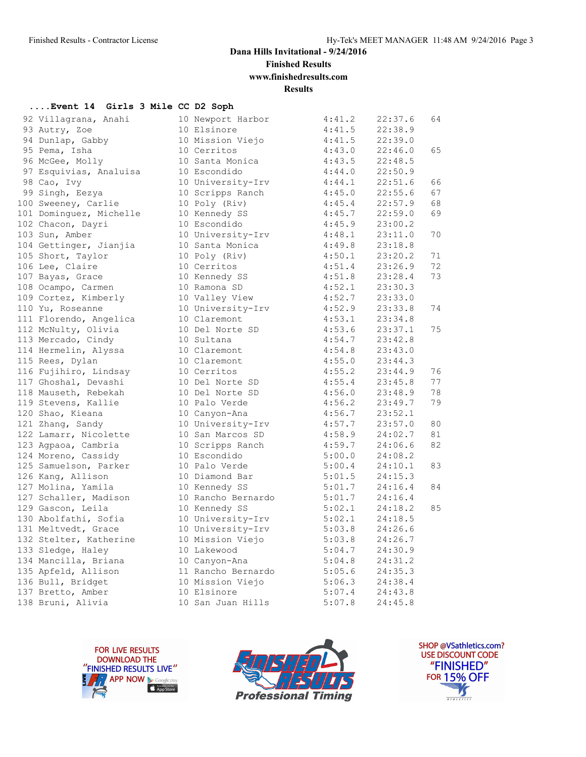Dana Hills Invitational - 9/24/2016
Finished Results
www.finishedresults.com
Results

**....Event 14  Girls 3 Mile CC D2 Soph**

| Place | Name | Yr | School | Pace | Time | Points |
|---|---|---|---|---|---|---|
| 92 | Villagrana, Anahi | 10 | Newport Harbor | 4:41.2 | 22:37.6 | 64 |
| 93 | Autry, Zoe | 10 | Elsinore | 4:41.5 | 22:38.9 | |
| 94 | Dunlap, Gabby | 10 | Mission Viejo | 4:41.5 | 22:39.0 | |
| 95 | Pema, Isha | 10 | Cerritos | 4:43.0 | 22:46.0 | 65 |
| 96 | McGee, Molly | 10 | Santa Monica | 4:43.5 | 22:48.5 | |
| 97 | Esquivias, Analuisa | 10 | Escondido | 4:44.0 | 22:50.9 | |
| 98 | Cao, Ivy | 10 | University-Irv | 4:44.1 | 22:51.6 | 66 |
| 99 | Singh, Eezya | 10 | Scripps Ranch | 4:45.0 | 22:55.6 | 67 |
| 100 | Sweeney, Carlie | 10 | Poly (Riv) | 4:45.4 | 22:57.9 | 68 |
| 101 | Dominguez, Michelle | 10 | Kennedy SS | 4:45.7 | 22:59.0 | 69 |
| 102 | Chacon, Dayri | 10 | Escondido | 4:45.9 | 23:00.2 | |
| 103 | Sun, Amber | 10 | University-Irv | 4:48.1 | 23:11.0 | 70 |
| 104 | Gettinger, Jianjia | 10 | Santa Monica | 4:49.8 | 23:18.8 | |
| 105 | Short, Taylor | 10 | Poly (Riv) | 4:50.1 | 23:20.2 | 71 |
| 106 | Lee, Claire | 10 | Cerritos | 4:51.4 | 23:26.9 | 72 |
| 107 | Bayas, Grace | 10 | Kennedy SS | 4:51.8 | 23:28.4 | 73 |
| 108 | Ocampo, Carmen | 10 | Ramona SD | 4:52.1 | 23:30.3 | |
| 109 | Cortez, Kimberly | 10 | Valley View | 4:52.7 | 23:33.0 | |
| 110 | Yu, Roseanne | 10 | University-Irv | 4:52.9 | 23:33.8 | 74 |
| 111 | Florendo, Angelica | 10 | Claremont | 4:53.1 | 23:34.8 | |
| 112 | McNulty, Olivia | 10 | Del Norte SD | 4:53.6 | 23:37.1 | 75 |
| 113 | Mercado, Cindy | 10 | Sultana | 4:54.7 | 23:42.8 | |
| 114 | Hermelin, Alyssa | 10 | Claremont | 4:54.8 | 23:43.0 | |
| 115 | Rees, Dylan | 10 | Claremont | 4:55.0 | 23:44.3 | |
| 116 | Fujihiro, Lindsay | 10 | Cerritos | 4:55.2 | 23:44.9 | 76 |
| 117 | Ghoshal, Devashi | 10 | Del Norte SD | 4:55.4 | 23:45.8 | 77 |
| 118 | Mauseth, Rebekah | 10 | Del Norte SD | 4:56.0 | 23:48.9 | 78 |
| 119 | Stevens, Kallie | 10 | Palo Verde | 4:56.2 | 23:49.7 | 79 |
| 120 | Shao, Kieana | 10 | Canyon-Ana | 4:56.7 | 23:52.1 | |
| 121 | Zhang, Sandy | 10 | University-Irv | 4:57.7 | 23:57.0 | 80 |
| 122 | Lamarr, Nicolette | 10 | San Marcos SD | 4:58.9 | 24:02.7 | 81 |
| 123 | Agpaoa, Cambria | 10 | Scripps Ranch | 4:59.7 | 24:06.6 | 82 |
| 124 | Moreno, Cassidy | 10 | Escondido | 5:00.0 | 24:08.2 | |
| 125 | Samuelson, Parker | 10 | Palo Verde | 5:00.4 | 24:10.1 | 83 |
| 126 | Kang, Allison | 10 | Diamond Bar | 5:01.5 | 24:15.3 | |
| 127 | Molina, Yamila | 10 | Kennedy SS | 5:01.7 | 24:16.4 | 84 |
| 127 | Schaller, Madison | 10 | Rancho Bernardo | 5:01.7 | 24:16.4 | |
| 129 | Gascon, Leila | 10 | Kennedy SS | 5:02.1 | 24:18.2 | 85 |
| 130 | Abolfathi, Sofia | 10 | University-Irv | 5:02.1 | 24:18.5 | |
| 131 | Meltvedt, Grace | 10 | University-Irv | 5:03.8 | 24:26.6 | |
| 132 | Stelter, Katherine | 10 | Mission Viejo | 5:03.8 | 24:26.7 | |
| 133 | Sledge, Haley | 10 | Lakewood | 5:04.7 | 24:30.9 | |
| 134 | Mancilla, Briana | 10 | Canyon-Ana | 5:04.8 | 24:31.2 | |
| 135 | Apfeld, Allison | 11 | Rancho Bernardo | 5:05.6 | 24:35.3 | |
| 136 | Bull, Bridget | 10 | Mission Viejo | 5:06.3 | 24:38.4 | |
| 137 | Bretto, Amber | 10 | Elsinore | 5:07.4 | 24:43.8 | |
| 138 | Bruni, Alivia | 10 | San Juan Hills | 5:07.8 | 24:45.8 | |

FOR LIVE RESULTS DOWNLOAD THE "FINISHED RESULTS LIVE" APP NOW

Finished Results Professional Timing

SHOP @VSathletics.com? USE DISCOUNT CODE "FINISHED" FOR 15% OFF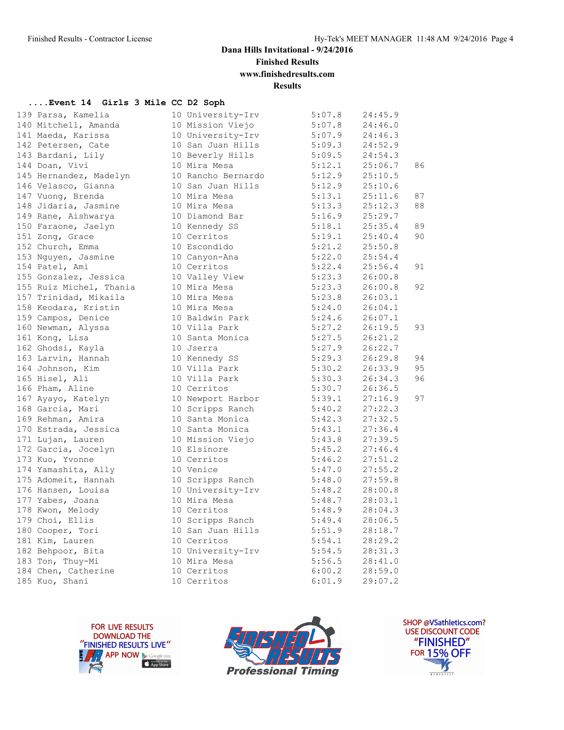# Dana Hills Invitational - 9/24/2016

**Finished Results**

**www.finishedresults.com**

**Results**

**....Event 14 Girls 3 Mile CC D2 Soph**

| Place | Name | Yr | School | Pace | Time | Points |
|---|---|---|---|---|---|---|
| 139 | Parsa, Kamelia | 10 | University-Irv | 5:07.8 | 24:45.9 | |
| 140 | Mitchell, Amanda | 10 | Mission Viejo | 5:07.8 | 24:46.0 | |
| 141 | Maeda, Karissa | 10 | University-Irv | 5:07.9 | 24:46.3 | |
| 142 | Petersen, Cate | 10 | San Juan Hills | 5:09.3 | 24:52.9 | |
| 143 | Bardani, Lily | 10 | Beverly Hills | 5:09.5 | 24:54.3 | |
| 144 | Doan, Vivi | 10 | Mira Mesa | 5:12.1 | 25:06.7 | 86 |
| 145 | Hernandez, Madelyn | 10 | Rancho Bernardo | 5:12.9 | 25:10.5 | |
| 146 | Velasco, Gianna | 10 | San Juan Hills | 5:12.9 | 25:10.6 | |
| 147 | Vuong, Brenda | 10 | Mira Mesa | 5:13.1 | 25:11.6 | 87 |
| 148 | Jidaria, Jasmine | 10 | Mira Mesa | 5:13.3 | 25:12.3 | 88 |
| 149 | Rane, Aishwarya | 10 | Diamond Bar | 5:16.9 | 25:29.7 | |
| 150 | Faraone, Jaelyn | 10 | Kennedy SS | 5:18.1 | 25:35.4 | 89 |
| 151 | Zong, Grace | 10 | Cerritos | 5:19.1 | 25:40.4 | 90 |
| 152 | Church, Emma | 10 | Escondido | 5:21.2 | 25:50.8 | |
| 153 | Nguyen, Jasmine | 10 | Canyon-Ana | 5:22.0 | 25:54.4 | |
| 154 | Patel, Ami | 10 | Cerritos | 5:22.4 | 25:56.4 | 91 |
| 155 | Gonzalez, Jessica | 10 | Valley View | 5:23.3 | 26:00.8 | |
| 155 | Ruiz Michel, Thania | 10 | Mira Mesa | 5:23.3 | 26:00.8 | 92 |
| 157 | Trinidad, Mikaila | 10 | Mira Mesa | 5:23.8 | 26:03.1 | |
| 158 | Keodara, Kristin | 10 | Mira Mesa | 5:24.0 | 26:04.1 | |
| 159 | Campos, Denice | 10 | Baldwin Park | 5:24.6 | 26:07.1 | |
| 160 | Newman, Alyssa | 10 | Villa Park | 5:27.2 | 26:19.5 | 93 |
| 161 | Kong, Lisa | 10 | Santa Monica | 5:27.5 | 26:21.2 | |
| 162 | Ghodsi, Kayla | 10 | Jserra | 5:27.9 | 26:22.7 | |
| 163 | Larvin, Hannah | 10 | Kennedy SS | 5:29.3 | 26:29.8 | 94 |
| 164 | Johnson, Kim | 10 | Villa Park | 5:30.2 | 26:33.9 | 95 |
| 165 | Hisel, Ali | 10 | Villa Park | 5:30.3 | 26:34.3 | 96 |
| 166 | Pham, Aline | 10 | Cerritos | 5:30.7 | 26:36.5 | |
| 167 | Ayayo, Katelyn | 10 | Newport Harbor | 5:39.1 | 27:16.9 | 97 |
| 168 | Garcia, Mari | 10 | Scripps Ranch | 5:40.2 | 27:22.3 | |
| 169 | Rehman, Amira | 10 | Santa Monica | 5:42.3 | 27:32.5 | |
| 170 | Estrada, Jessica | 10 | Santa Monica | 5:43.1 | 27:36.4 | |
| 171 | Lujan, Lauren | 10 | Mission Viejo | 5:43.8 | 27:39.5 | |
| 172 | Garcia, Jocelyn | 10 | Elsinore | 5:45.2 | 27:46.4 | |
| 173 | Kuo, Yvonne | 10 | Cerritos | 5:46.2 | 27:51.2 | |
| 174 | Yamashita, Ally | 10 | Venice | 5:47.0 | 27:55.2 | |
| 175 | Adomeit, Hannah | 10 | Scripps Ranch | 5:48.0 | 27:59.8 | |
| 176 | Hansen, Louisa | 10 | University-Irv | 5:48.2 | 28:00.8 | |
| 177 | Yabes, Joana | 10 | Mira Mesa | 5:48.7 | 28:03.1 | |
| 178 | Kwon, Melody | 10 | Cerritos | 5:48.9 | 28:04.3 | |
| 179 | Choi, Ellis | 10 | Scripps Ranch | 5:49.4 | 28:06.5 | |
| 180 | Cooper, Tori | 10 | San Juan Hills | 5:51.9 | 28:18.7 | |
| 181 | Kim, Lauren | 10 | Cerritos | 5:54.1 | 28:29.2 | |
| 182 | Behpoor, Bita | 10 | University-Irv | 5:54.5 | 28:31.3 | |
| 183 | Ton, Thuy-Mi | 10 | Mira Mesa | 5:56.5 | 28:41.0 | |
| 184 | Chen, Catherine | 10 | Cerritos | 6:00.2 | 28:59.0 | |
| 185 | Kuo, Shani | 10 | Cerritos | 6:01.9 | 29:07.2 | |

FOR LIVE RESULTS DOWNLOAD THE "FINISHED RESULTS LIVE" APP NOW

Finished Results Professional Timing

SHOP @VSathletics.com? USE DISCOUNT CODE "FINISHED" FOR 15% OFF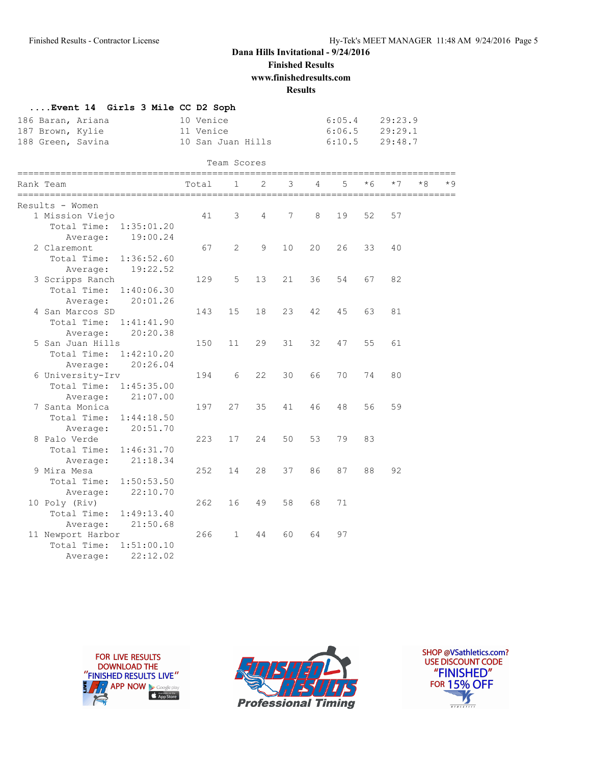**Dana Hills Invitational - 9/24/2016**
**Finished Results**
**www.finishedresults.com**
**Results**

### ....Event 14  Girls 3 Mile CC D2 Soph

| Place | Name | Year | School | Pace | Time |
|---|---|---|---|---|---|
| 186 | Baran, Ariana | 10 | Venice | 6:05.4 | 29:23.9 |
| 187 | Brown, Kylie | 11 | Venice | 6:06.5 | 29:29.1 |
| 188 | Green, Savina | 10 | San Juan Hills | 6:10.5 | 29:48.7 |

### Team Scores

Results - Women

| Rank | Team | Total | 1 | 2 | 3 | 4 | 5 | *6 | *7 | *8 | *9 |
|---|---|---|---|---|---|---|---|---|---|---|---|
| 1 | Mission Viejo | 41 | 3 | 4 | 7 | 8 | 19 | 52 | 57 | | |
| | Total Time: 1:35:01.20 | | | | | | | | | | |
| | Average: 19:00.24 | | | | | | | | | | |
| 2 | Claremont | 67 | 2 | 9 | 10 | 20 | 26 | 33 | 40 | | |
| | Total Time: 1:36:52.60 | | | | | | | | | | |
| | Average: 19:22.52 | | | | | | | | | | |
| 3 | Scripps Ranch | 129 | 5 | 13 | 21 | 36 | 54 | 67 | 82 | | |
| | Total Time: 1:40:06.30 | | | | | | | | | | |
| | Average: 20:01.26 | | | | | | | | | | |
| 4 | San Marcos SD | 143 | 15 | 18 | 23 | 42 | 45 | 63 | 81 | | |
| | Total Time: 1:41:41.90 | | | | | | | | | | |
| | Average: 20:20.38 | | | | | | | | | | |
| 5 | San Juan Hills | 150 | 11 | 29 | 31 | 32 | 47 | 55 | 61 | | |
| | Total Time: 1:42:10.20 | | | | | | | | | | |
| | Average: 20:26.04 | | | | | | | | | | |
| 6 | University-Irv | 194 | 6 | 22 | 30 | 66 | 70 | 74 | 80 | | |
| | Total Time: 1:45:35.00 | | | | | | | | | | |
| | Average: 21:07.00 | | | | | | | | | | |
| 7 | Santa Monica | 197 | 27 | 35 | 41 | 46 | 48 | 56 | 59 | | |
| | Total Time: 1:44:18.50 | | | | | | | | | | |
| | Average: 20:51.70 | | | | | | | | | | |
| 8 | Palo Verde | 223 | 17 | 24 | 50 | 53 | 79 | 83 | | | |
| | Total Time: 1:46:31.70 | | | | | | | | | | |
| | Average: 21:18.34 | | | | | | | | | | |
| 9 | Mira Mesa | 252 | 14 | 28 | 37 | 86 | 87 | 88 | 92 | | |
| | Total Time: 1:50:53.50 | | | | | | | | | | |
| | Average: 22:10.70 | | | | | | | | | | |
| 10 | Poly (Riv) | 262 | 16 | 49 | 58 | 68 | 71 | | | | |
| | Total Time: 1:49:13.40 | | | | | | | | | | |
| | Average: 21:50.68 | | | | | | | | | | |
| 11 | Newport Harbor | 266 | 1 | 44 | 60 | 64 | 97 | | | | |
| | Total Time: 1:51:00.10 | | | | | | | | | | |
| | Average: 22:12.02 | | | | | | | | | | |

FOR LIVE RESULTS DOWNLOAD THE "FINISHED RESULTS LIVE" APP NOW

FINISHED RESULTS Professional Timing

SHOP @VSathletics.com? USE DISCOUNT CODE "FINISHED" FOR 15% OFF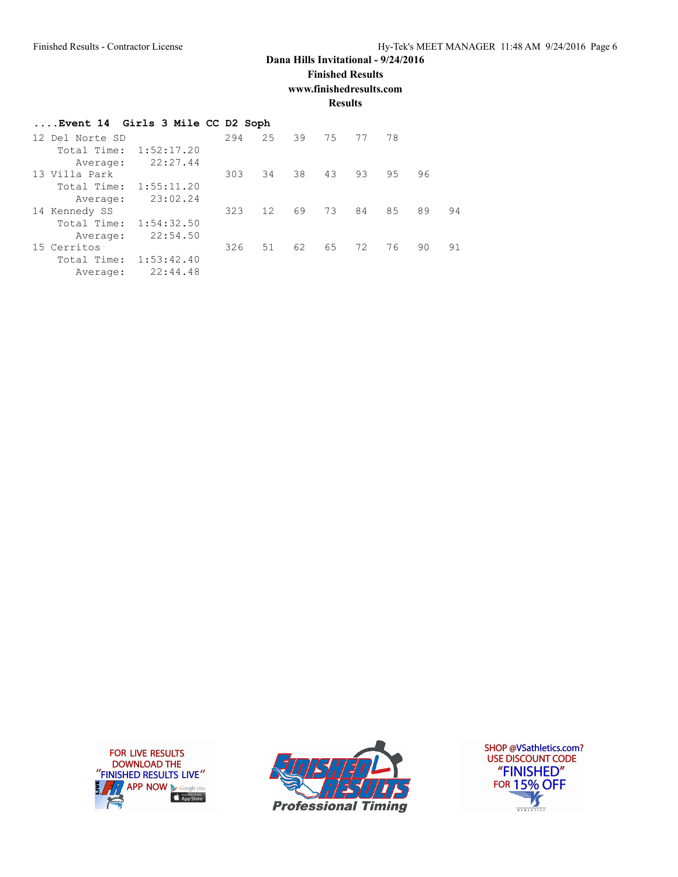# Dana Hills Invitational - 9/24/2016

**Finished Results**

**www.finishedresults.com**

**Results**

**....Event 14 Girls 3 Mile CC D2 Soph**

```
12 Del Norte SD                294    25    39    75    77    78
    Total Time:  1:52:17.20
       Average:    22:27.44
13 Villa Park                  303    34    38    43    93    95    96
    Total Time:  1:55:11.20
       Average:    23:02.24
14 Kennedy SS                  323    12    69    73    84    85    89    94
    Total Time:  1:54:32.50
       Average:    22:54.50
15 Cerritos                    326    51    62    65    72    76    90    91
    Total Time:  1:53:42.40
       Average:    22:44.48
```

FOR LIVE RESULTS DOWNLOAD THE "FINISHED RESULTS LIVE" APP NOW

Finished Results Professional Timing

SHOP @VSathletics.com? USE DISCOUNT CODE "FINISHED" FOR 15% OFF